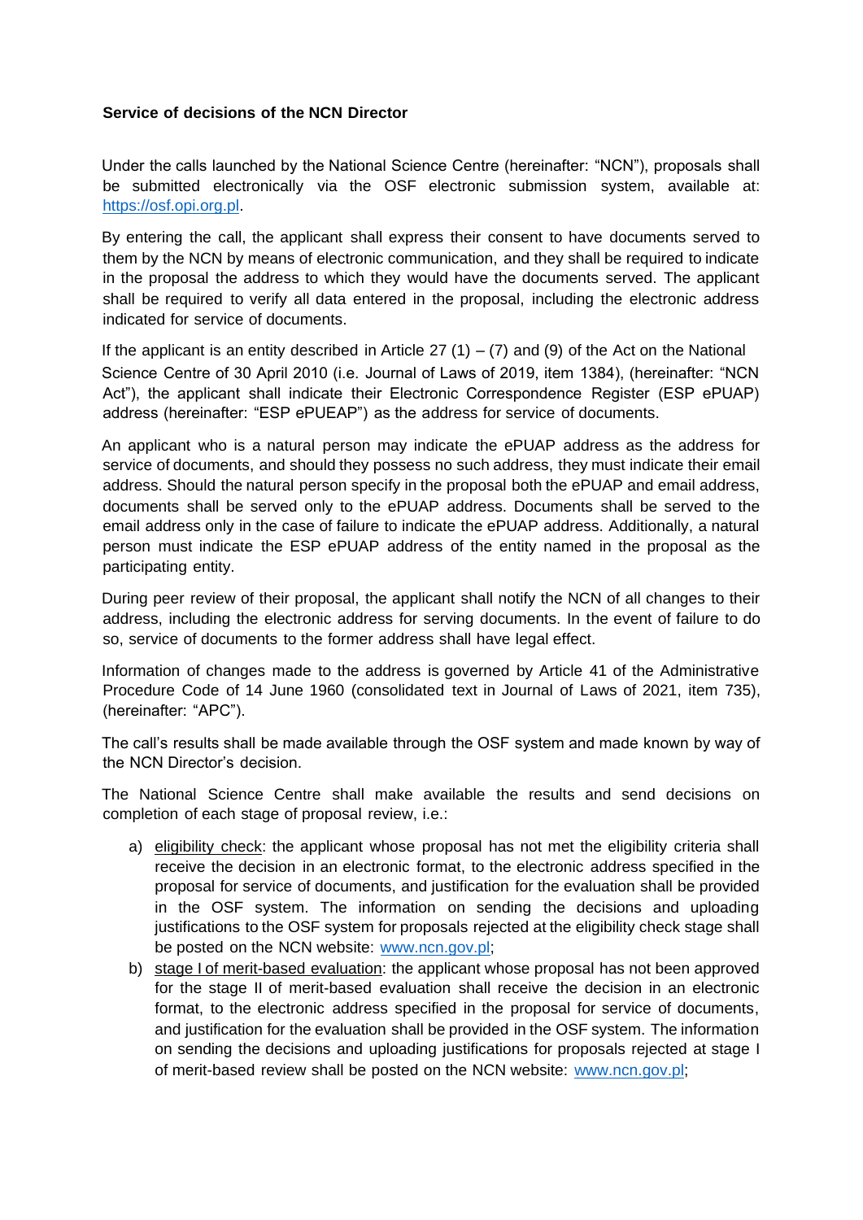**Service of decisions of the NCN Director**

Under the calls launched by the National Science Centre (hereinafter: "NCN"), proposals shall be submitted electronically via the OSF electronic submission system, available at: https://osf.opi.org.pl.

By entering the call, the applicant shall express their consent to have documents served to them by the NCN by means of electronic communication, and they shall be required to indicate in the proposal the address to which they would have the documents served. The applicant shall be required to verify all data entered in the proposal, including the electronic address indicated for service of documents.

If the applicant is an entity described in Article 27 (1) – (7) and (9) of the Act on the National Science Centre of 30 April 2010 (i.e. Journal of Laws of 2019, item 1384), (hereinafter: "NCN Act"), the applicant shall indicate their Electronic Correspondence Register (ESP ePUAP) address (hereinafter: "ESP ePUEAP") as the address for service of documents.

An applicant who is a natural person may indicate the ePUAP address as the address for service of documents, and should they possess no such address, they must indicate their email address. Should the natural person specify in the proposal both the ePUAP and email address, documents shall be served only to the ePUAP address. Documents shall be served to the email address only in the case of failure to indicate the ePUAP address. Additionally, a natural person must indicate the ESP ePUAP address of the entity named in the proposal as the participating entity.

During peer review of their proposal, the applicant shall notify the NCN of all changes to their address, including the electronic address for serving documents. In the event of failure to do so, service of documents to the former address shall have legal effect.

Information of changes made to the address is governed by Article 41 of the Administrative Procedure Code of 14 June 1960 (consolidated text in Journal of Laws of 2021, item 735), (hereinafter: "APC").

The call's results shall be made available through the OSF system and made known by way of the NCN Director's decision.

The National Science Centre shall make available the results and send decisions on completion of each stage of proposal review, i.e.:

a) eligibility check: the applicant whose proposal has not met the eligibility criteria shall receive the decision in an electronic format, to the electronic address specified in the proposal for service of documents, and justification for the evaluation shall be provided in the OSF system. The information on sending the decisions and uploading justifications to the OSF system for proposals rejected at the eligibility check stage shall be posted on the NCN website: www.ncn.gov.pl;

b) stage I of merit-based evaluation: the applicant whose proposal has not been approved for the stage II of merit-based evaluation shall receive the decision in an electronic format, to the electronic address specified in the proposal for service of documents, and justification for the evaluation shall be provided in the OSF system. The information on sending the decisions and uploading justifications for proposals rejected at stage I of merit-based review shall be posted on the NCN website: www.ncn.gov.pl;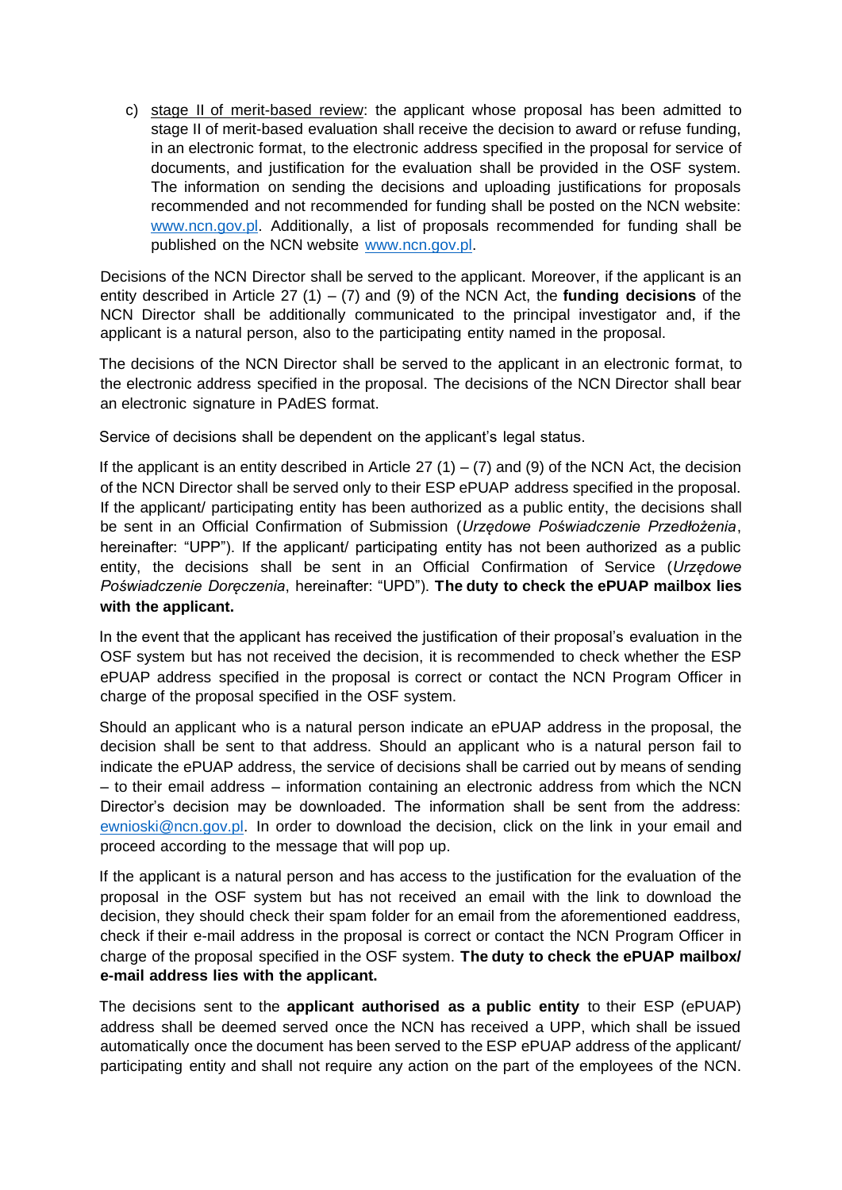c) <u>stage II of merit-based review</u>: the applicant whose proposal has been admitted to stage II of merit-based evaluation shall receive the decision to award or refuse funding, in an electronic format, to the electronic address specified in the proposal for service of documents, and justification for the evaluation shall be provided in the OSF system. The information on sending the decisions and uploading justifications for proposals recommended and not recommended for funding shall be posted on the NCN website: www.ncn.gov.pl. Additionally, a list of proposals recommended for funding shall be published on the NCN website www.ncn.gov.pl.

Decisions of the NCN Director shall be served to the applicant. Moreover, if the applicant is an entity described in Article 27 (1) – (7) and (9) of the NCN Act, the **funding decisions** of the NCN Director shall be additionally communicated to the principal investigator and, if the applicant is a natural person, also to the participating entity named in the proposal.

The decisions of the NCN Director shall be served to the applicant in an electronic format, to the electronic address specified in the proposal. The decisions of the NCN Director shall bear an electronic signature in PAdES format.

Service of decisions shall be dependent on the applicant's legal status.

If the applicant is an entity described in Article 27 (1) – (7) and (9) of the NCN Act, the decision of the NCN Director shall be served only to their ESP ePUAP address specified in the proposal. If the applicant/ participating entity has been authorized as a public entity, the decisions shall be sent in an Official Confirmation of Submission (*Urzędowe Poświadczenie Przedłożenia*, hereinafter: "UPP"). If the applicant/ participating entity has not been authorized as a public entity, the decisions shall be sent in an Official Confirmation of Service (*Urzędowe Poświadczenie Doręczenia*, hereinafter: "UPD"). **The duty to check the ePUAP mailbox lies with the applicant.**

In the event that the applicant has received the justification of their proposal's evaluation in the OSF system but has not received the decision, it is recommended to check whether the ESP ePUAP address specified in the proposal is correct or contact the NCN Program Officer in charge of the proposal specified in the OSF system.

Should an applicant who is a natural person indicate an ePUAP address in the proposal, the decision shall be sent to that address. Should an applicant who is a natural person fail to indicate the ePUAP address, the service of decisions shall be carried out by means of sending – to their email address – information containing an electronic address from which the NCN Director's decision may be downloaded. The information shall be sent from the address: ewnioski@ncn.gov.pl. In order to download the decision, click on the link in your email and proceed according to the message that will pop up.

If the applicant is a natural person and has access to the justification for the evaluation of the proposal in the OSF system but has not received an email with the link to download the decision, they should check their spam folder for an email from the aforementioned eaddress, check if their e-mail address in the proposal is correct or contact the NCN Program Officer in charge of the proposal specified in the OSF system. **The duty to check the ePUAP mailbox/ e-mail address lies with the applicant.**

The decisions sent to the **applicant authorised as a public entity** to their ESP (ePUAP) address shall be deemed served once the NCN has received a UPP, which shall be issued automatically once the document has been served to the ESP ePUAP address of the applicant/ participating entity and shall not require any action on the part of the employees of the NCN.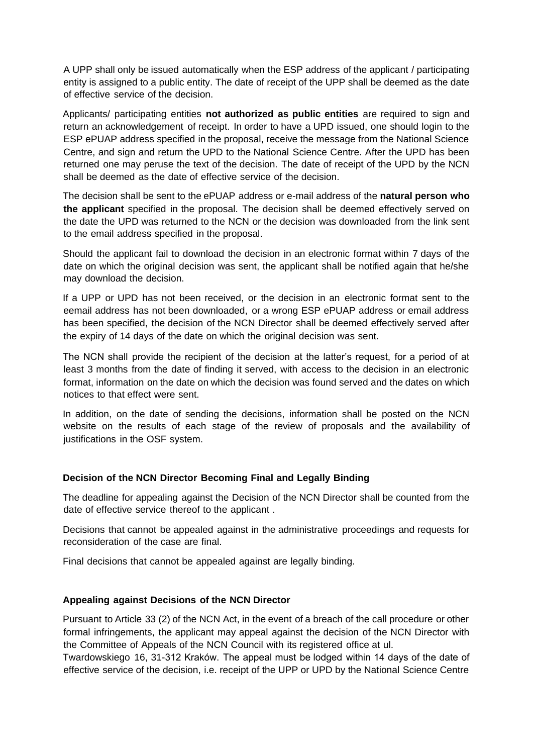A UPP shall only be issued automatically when the ESP address of the applicant / participating entity is assigned to a public entity. The date of receipt of the UPP shall be deemed as the date of effective service of the decision.

Applicants/ participating entities **not authorized as public entities** are required to sign and return an acknowledgement of receipt. In order to have a UPD issued, one should login to the ESP ePUAP address specified in the proposal, receive the message from the National Science Centre, and sign and return the UPD to the National Science Centre. After the UPD has been returned one may peruse the text of the decision. The date of receipt of the UPD by the NCN shall be deemed as the date of effective service of the decision.

The decision shall be sent to the ePUAP address or e-mail address of the **natural person who the applicant** specified in the proposal. The decision shall be deemed effectively served on the date the UPD was returned to the NCN or the decision was downloaded from the link sent to the email address specified in the proposal.

Should the applicant fail to download the decision in an electronic format within 7 days of the date on which the original decision was sent, the applicant shall be notified again that he/she may download the decision.

If a UPP or UPD has not been received, or the decision in an electronic format sent to the eemail address has not been downloaded, or a wrong ESP ePUAP address or email address has been specified, the decision of the NCN Director shall be deemed effectively served after the expiry of 14 days of the date on which the original decision was sent.

The NCN shall provide the recipient of the decision at the latter's request, for a period of at least 3 months from the date of finding it served, with access to the decision in an electronic format, information on the date on which the decision was found served and the dates on which notices to that effect were sent.

In addition, on the date of sending the decisions, information shall be posted on the NCN website on the results of each stage of the review of proposals and the availability of justifications in the OSF system.

### Decision of the NCN Director Becoming Final and Legally Binding

The deadline for appealing against the Decision of the NCN Director shall be counted from the date of effective service thereof to the applicant .

Decisions that cannot be appealed against in the administrative proceedings and requests for reconsideration of the case are final.

Final decisions that cannot be appealed against are legally binding.

### Appealing against Decisions of the NCN Director

Pursuant to Article 33 (2) of the NCN Act, in the event of a breach of the call procedure or other formal infringements, the applicant may appeal against the decision of the NCN Director with the Committee of Appeals of the NCN Council with its registered office at ul. Twardowskiego 16, 31-312 Kraków. The appeal must be lodged within 14 days of the date of effective service of the decision, i.e. receipt of the UPP or UPD by the National Science Centre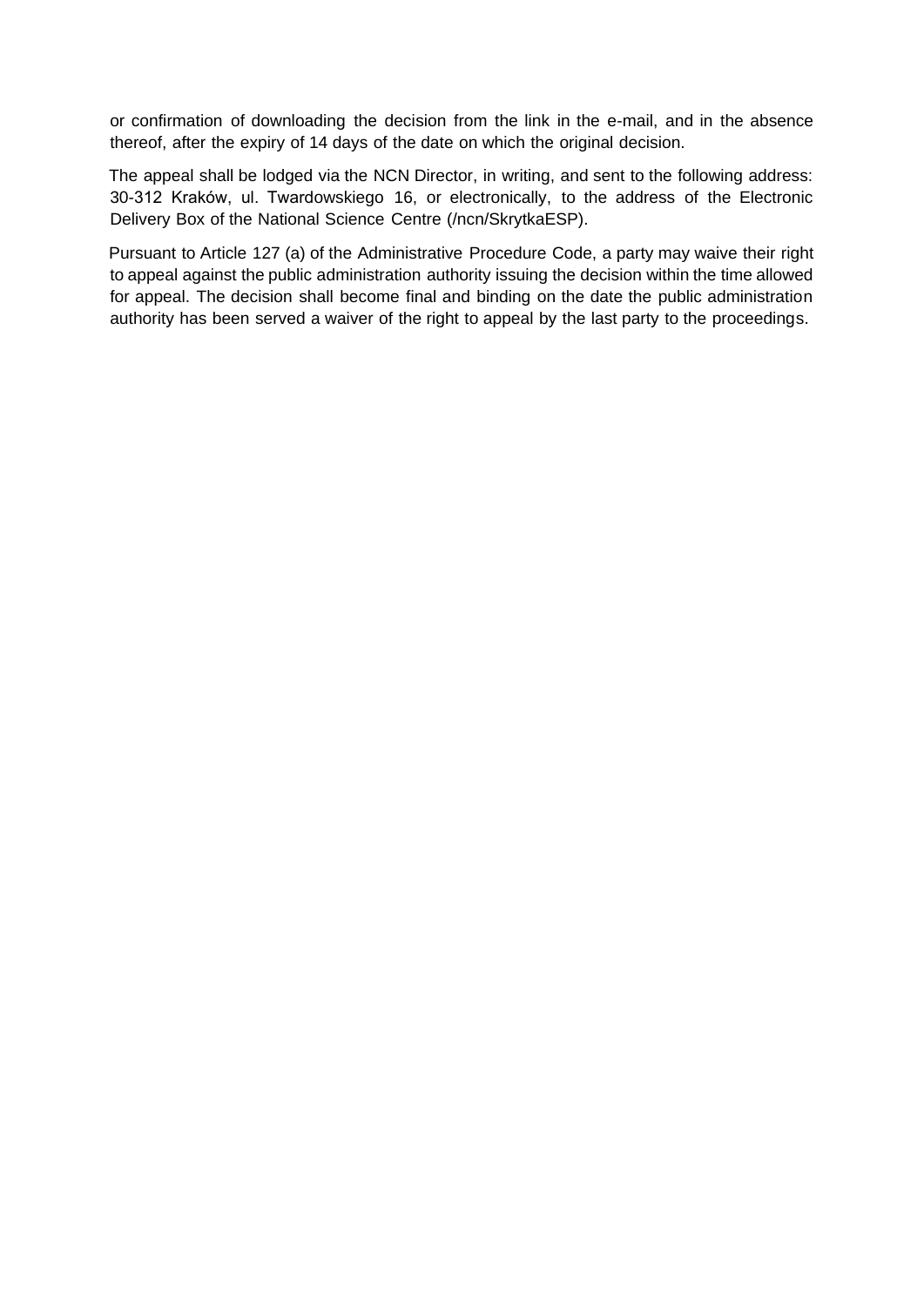or confirmation of downloading the decision from the link in the e-mail, and in the absence thereof, after the expiry of 14 days of the date on which the original decision.

The appeal shall be lodged via the NCN Director, in writing, and sent to the following address: 30-312 Kraków, ul. Twardowskiego 16, or electronically, to the address of the Electronic Delivery Box of the National Science Centre (/ncn/SkrytkaESP).

Pursuant to Article 127 (a) of the Administrative Procedure Code, a party may waive their right to appeal against the public administration authority issuing the decision within the time allowed for appeal. The decision shall become final and binding on the date the public administration authority has been served a waiver of the right to appeal by the last party to the proceedings.